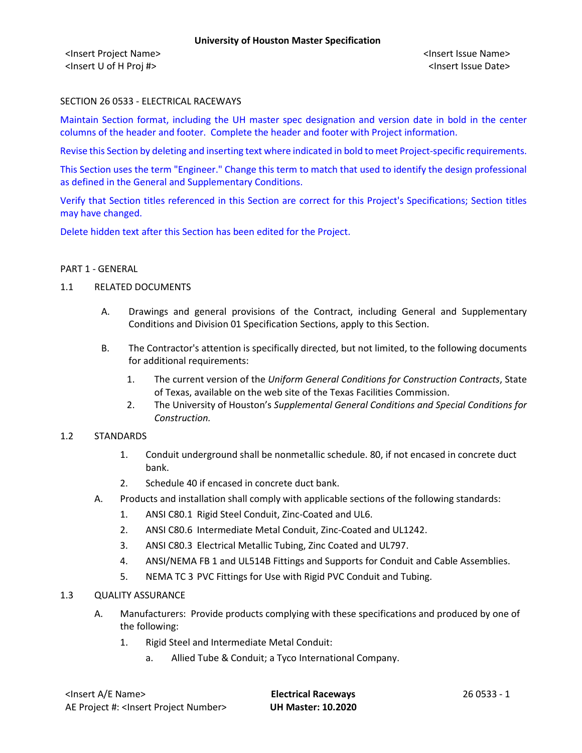SECTION 26 0533 - ELECTRICAL RACEWAYS

Maintain Section format, including the UH master spec designation and version date in bold in the center columns of the header and footer. Complete the header and footer with Project information.

Revise this Section by deleting and inserting text where indicated in bold to meet Project-specific requirements.

This Section uses the term "Engineer." Change this term to match that used to identify the design professional as defined in the General and Supplementary Conditions.

Verify that Section titles referenced in this Section are correct for this Project's Specifications; Section titles may have changed.

Delete hidden text after this Section has been edited for the Project.

## PART 1 - GENERAL

### 1.1 RELATED DOCUMENTS

A. Drawings and general provisions of the Contract, including General and Supplementary Conditions and Division 01 Specification Sections, apply to this Section.

B. The Contractor's attention is specifically directed, but not limited, to the following documents for additional requirements:

1. The current version of the *Uniform General Conditions for Construction Contracts*, State of Texas, available on the web site of the Texas Facilities Commission.
2. The University of Houston's *Supplemental General Conditions and Special Conditions for Construction.*

### 1.2 STANDARDS

1. Conduit underground shall be nonmetallic schedule. 80, if not encased in concrete duct bank.
2. Schedule 40 if encased in concrete duct bank.

A. Products and installation shall comply with applicable sections of the following standards:

1. ANSI C80.1 Rigid Steel Conduit, Zinc-Coated and UL6.
2. ANSI C80.6 Intermediate Metal Conduit, Zinc-Coated and UL1242.
3. ANSI C80.3 Electrical Metallic Tubing, Zinc Coated and UL797.
4. ANSI/NEMA FB 1 and UL514B Fittings and Supports for Conduit and Cable Assemblies.
5. NEMA TC 3 PVC Fittings for Use with Rigid PVC Conduit and Tubing.

### 1.3 QUALITY ASSURANCE

A. Manufacturers: Provide products complying with these specifications and produced by one of the following:

1. Rigid Steel and Intermediate Metal Conduit:
   a. Allied Tube & Conduit; a Tyco International Company.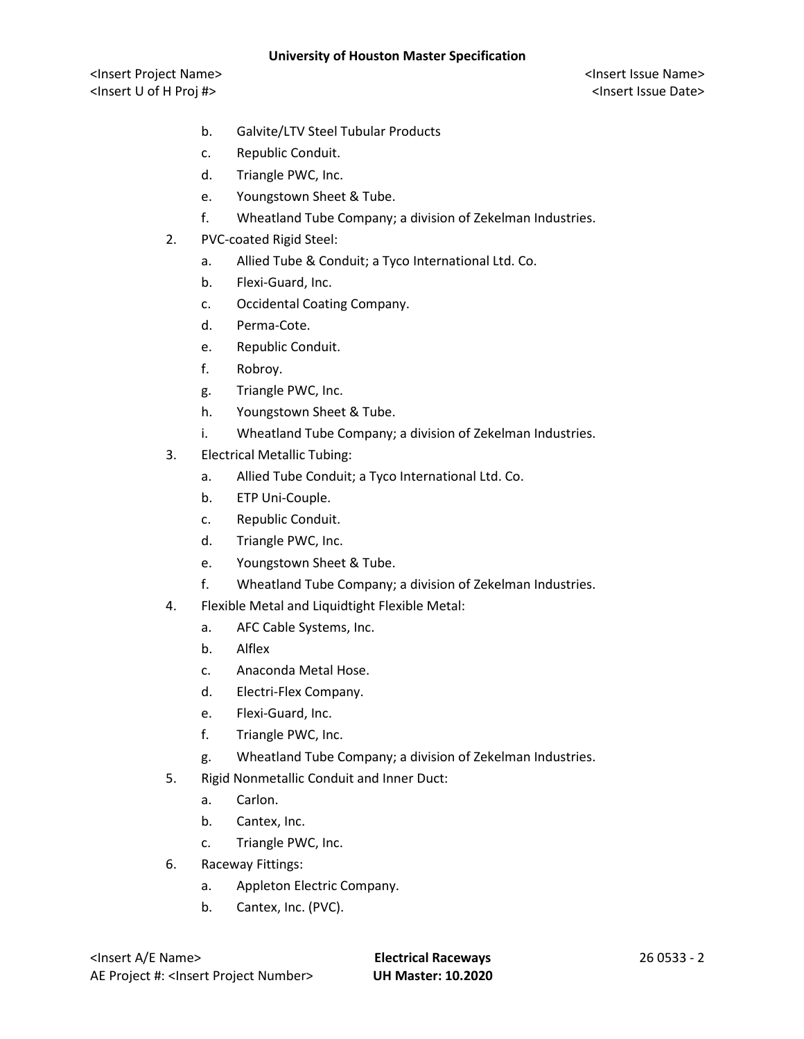b. Galvite/LTV Steel Tubular Products
   c. Republic Conduit.
   d. Triangle PWC, Inc.
   e. Youngstown Sheet & Tube.
   f. Wheatland Tube Company; a division of Zekelman Industries.
2. PVC-coated Rigid Steel:
   a. Allied Tube & Conduit; a Tyco International Ltd. Co.
   b. Flexi-Guard, Inc.
   c. Occidental Coating Company.
   d. Perma-Cote.
   e. Republic Conduit.
   f. Robroy.
   g. Triangle PWC, Inc.
   h. Youngstown Sheet & Tube.
   i. Wheatland Tube Company; a division of Zekelman Industries.
3. Electrical Metallic Tubing:
   a. Allied Tube Conduit; a Tyco International Ltd. Co.
   b. ETP Uni-Couple.
   c. Republic Conduit.
   d. Triangle PWC, Inc.
   e. Youngstown Sheet & Tube.
   f. Wheatland Tube Company; a division of Zekelman Industries.
4. Flexible Metal and Liquidtight Flexible Metal:
   a. AFC Cable Systems, Inc.
   b. Alflex
   c. Anaconda Metal Hose.
   d. Electri-Flex Company.
   e. Flexi-Guard, Inc.
   f. Triangle PWC, Inc.
   g. Wheatland Tube Company; a division of Zekelman Industries.
5. Rigid Nonmetallic Conduit and Inner Duct:
   a. Carlon.
   b. Cantex, Inc.
   c. Triangle PWC, Inc.
6. Raceway Fittings:
   a. Appleton Electric Company.
   b. Cantex, Inc. (PVC).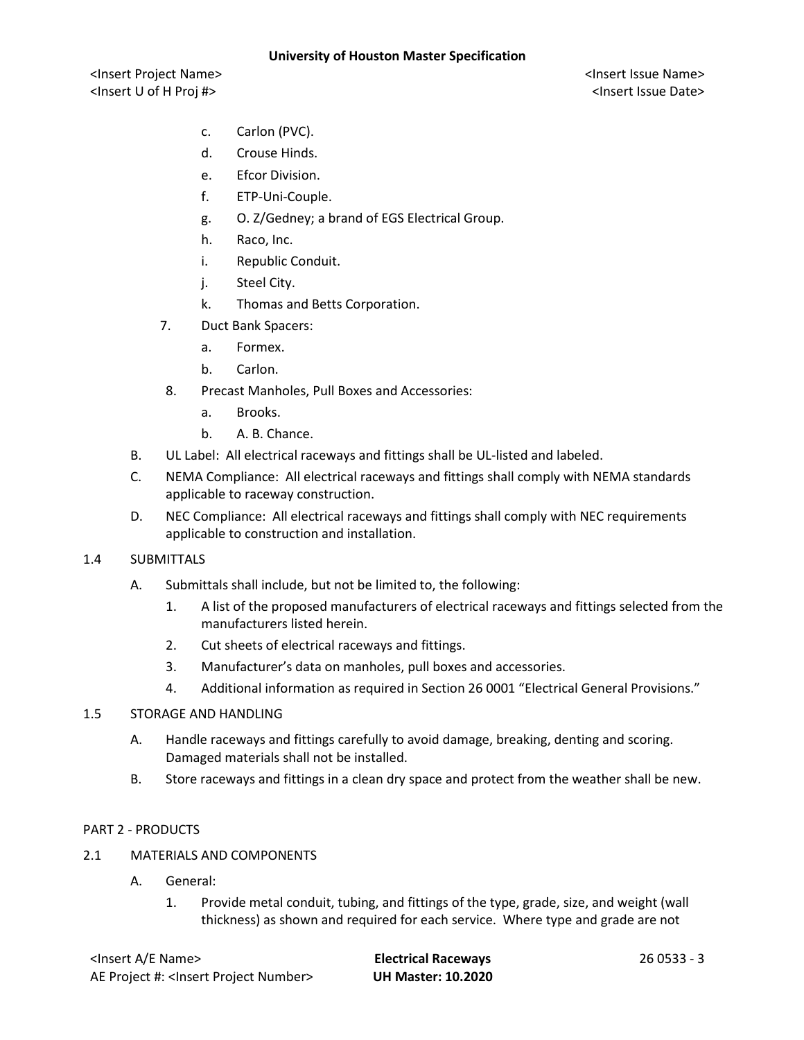c. Carlon (PVC).
   d. Crouse Hinds.
   e. Efcor Division.
   f. ETP-Uni-Couple.
   g. O. Z/Gedney; a brand of EGS Electrical Group.
   h. Raco, Inc.
   i. Republic Conduit.
   j. Steel City.
   k. Thomas and Betts Corporation.

7. Duct Bank Spacers:
   a. Formex.
   b. Carlon.
8. Precast Manholes, Pull Boxes and Accessories:
   a. Brooks.
   b. A. B. Chance.

B. UL Label: All electrical raceways and fittings shall be UL-listed and labeled.

C. NEMA Compliance: All electrical raceways and fittings shall comply with NEMA standards applicable to raceway construction.

D. NEC Compliance: All electrical raceways and fittings shall comply with NEC requirements applicable to construction and installation.

## 1.4 SUBMITTALS

A. Submittals shall include, but not be limited to, the following:
   1. A list of the proposed manufacturers of electrical raceways and fittings selected from the manufacturers listed herein.
   2. Cut sheets of electrical raceways and fittings.
   3. Manufacturer's data on manholes, pull boxes and accessories.
   4. Additional information as required in Section 26 0001 "Electrical General Provisions."

## 1.5 STORAGE AND HANDLING

A. Handle raceways and fittings carefully to avoid damage, breaking, denting and scoring. Damaged materials shall not be installed.

B. Store raceways and fittings in a clean dry space and protect from the weather shall be new.

# PART 2 - PRODUCTS

## 2.1 MATERIALS AND COMPONENTS

A. General:
   1. Provide metal conduit, tubing, and fittings of the type, grade, size, and weight (wall thickness) as shown and required for each service. Where type and grade are not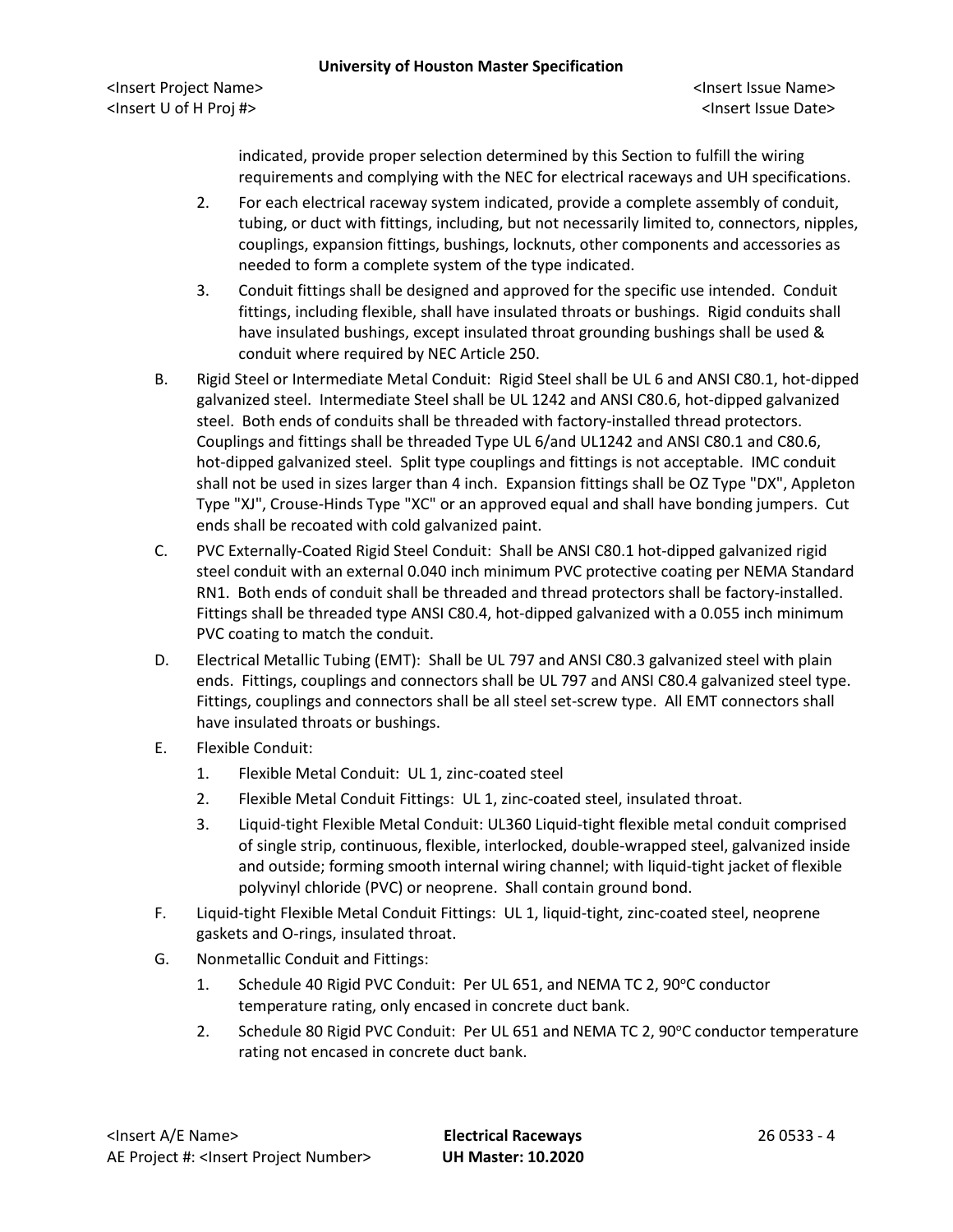indicated, provide proper selection determined by this Section to fulfill the wiring requirements and complying with the NEC for electrical raceways and UH specifications.

2. For each electrical raceway system indicated, provide a complete assembly of conduit, tubing, or duct with fittings, including, but not necessarily limited to, connectors, nipples, couplings, expansion fittings, bushings, locknuts, other components and accessories as needed to form a complete system of the type indicated.
3. Conduit fittings shall be designed and approved for the specific use intended. Conduit fittings, including flexible, shall have insulated throats or bushings. Rigid conduits shall have insulated bushings, except insulated throat grounding bushings shall be used & conduit where required by NEC Article 250.

B. Rigid Steel or Intermediate Metal Conduit: Rigid Steel shall be UL 6 and ANSI C80.1, hot-dipped galvanized steel. Intermediate Steel shall be UL 1242 and ANSI C80.6, hot-dipped galvanized steel. Both ends of conduits shall be threaded with factory-installed thread protectors. Couplings and fittings shall be threaded Type UL 6/and UL1242 and ANSI C80.1 and C80.6, hot-dipped galvanized steel. Split type couplings and fittings is not acceptable. IMC conduit shall not be used in sizes larger than 4 inch. Expansion fittings shall be OZ Type "DX", Appleton Type "XJ", Crouse-Hinds Type "XC" or an approved equal and shall have bonding jumpers. Cut ends shall be recoated with cold galvanized paint.

C. PVC Externally-Coated Rigid Steel Conduit: Shall be ANSI C80.1 hot-dipped galvanized rigid steel conduit with an external 0.040 inch minimum PVC protective coating per NEMA Standard RN1. Both ends of conduit shall be threaded and thread protectors shall be factory-installed. Fittings shall be threaded type ANSI C80.4, hot-dipped galvanized with a 0.055 inch minimum PVC coating to match the conduit.

D. Electrical Metallic Tubing (EMT): Shall be UL 797 and ANSI C80.3 galvanized steel with plain ends. Fittings, couplings and connectors shall be UL 797 and ANSI C80.4 galvanized steel type. Fittings, couplings and connectors shall be all steel set-screw type. All EMT connectors shall have insulated throats or bushings.

E. Flexible Conduit:
   1. Flexible Metal Conduit: UL 1, zinc-coated steel
   2. Flexible Metal Conduit Fittings: UL 1, zinc-coated steel, insulated throat.
   3. Liquid-tight Flexible Metal Conduit: UL360 Liquid-tight flexible metal conduit comprised of single strip, continuous, flexible, interlocked, double-wrapped steel, galvanized inside and outside; forming smooth internal wiring channel; with liquid-tight jacket of flexible polyvinyl chloride (PVC) or neoprene. Shall contain ground bond.

F. Liquid-tight Flexible Metal Conduit Fittings: UL 1, liquid-tight, zinc-coated steel, neoprene gaskets and O-rings, insulated throat.

G. Nonmetallic Conduit and Fittings:
   1. Schedule 40 Rigid PVC Conduit: Per UL 651, and NEMA TC 2, 90°C conductor temperature rating, only encased in concrete duct bank.
   2. Schedule 80 Rigid PVC Conduit: Per UL 651 and NEMA TC 2, 90°C conductor temperature rating not encased in concrete duct bank.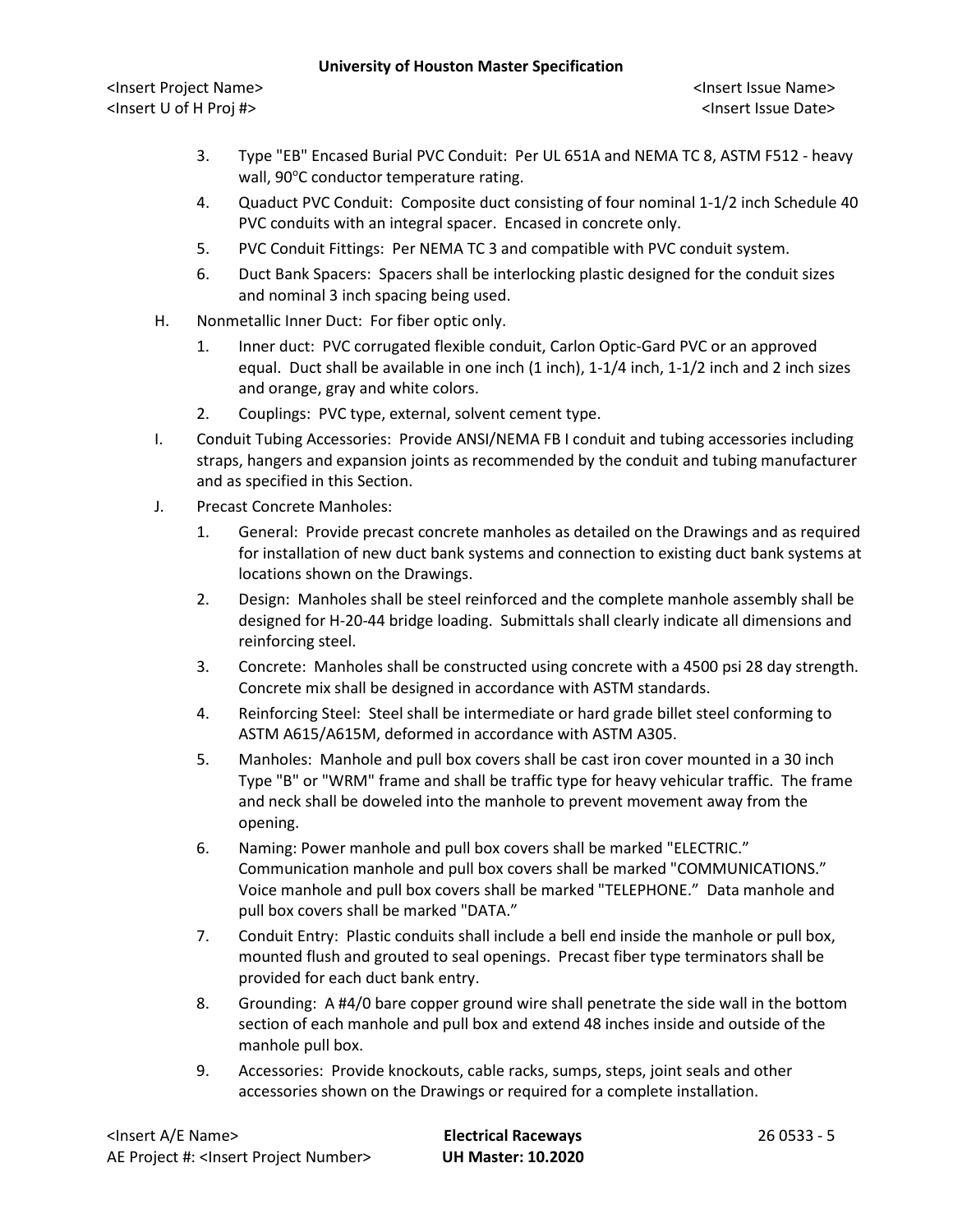3. Type "EB" Encased Burial PVC Conduit: Per UL 651A and NEMA TC 8, ASTM F512 - heavy wall, 90°C conductor temperature rating.
4. Quaduct PVC Conduit: Composite duct consisting of four nominal 1-1/2 inch Schedule 40 PVC conduits with an integral spacer. Encased in concrete only.
5. PVC Conduit Fittings: Per NEMA TC 3 and compatible with PVC conduit system.
6. Duct Bank Spacers: Spacers shall be interlocking plastic designed for the conduit sizes and nominal 3 inch spacing being used.

H. Nonmetallic Inner Duct: For fiber optic only.
   1. Inner duct: PVC corrugated flexible conduit, Carlon Optic-Gard PVC or an approved equal. Duct shall be available in one inch (1 inch), 1-1/4 inch, 1-1/2 inch and 2 inch sizes and orange, gray and white colors.
   2. Couplings: PVC type, external, solvent cement type.

I. Conduit Tubing Accessories: Provide ANSI/NEMA FB I conduit and tubing accessories including straps, hangers and expansion joints as recommended by the conduit and tubing manufacturer and as specified in this Section.

J. Precast Concrete Manholes:
   1. General: Provide precast concrete manholes as detailed on the Drawings and as required for installation of new duct bank systems and connection to existing duct bank systems at locations shown on the Drawings.
   2. Design: Manholes shall be steel reinforced and the complete manhole assembly shall be designed for H-20-44 bridge loading. Submittals shall clearly indicate all dimensions and reinforcing steel.
   3. Concrete: Manholes shall be constructed using concrete with a 4500 psi 28 day strength. Concrete mix shall be designed in accordance with ASTM standards.
   4. Reinforcing Steel: Steel shall be intermediate or hard grade billet steel conforming to ASTM A615/A615M, deformed in accordance with ASTM A305.
   5. Manholes: Manhole and pull box covers shall be cast iron cover mounted in a 30 inch Type "B" or "WRM" frame and shall be traffic type for heavy vehicular traffic. The frame and neck shall be doweled into the manhole to prevent movement away from the opening.
   6. Naming: Power manhole and pull box covers shall be marked "ELECTRIC." Communication manhole and pull box covers shall be marked "COMMUNICATIONS." Voice manhole and pull box covers shall be marked "TELEPHONE." Data manhole and pull box covers shall be marked "DATA."
   7. Conduit Entry: Plastic conduits shall include a bell end inside the manhole or pull box, mounted flush and grouted to seal openings. Precast fiber type terminators shall be provided for each duct bank entry.
   8. Grounding: A #4/0 bare copper ground wire shall penetrate the side wall in the bottom section of each manhole and pull box and extend 48 inches inside and outside of the manhole pull box.
   9. Accessories: Provide knockouts, cable racks, sumps, steps, joint seals and other accessories shown on the Drawings or required for a complete installation.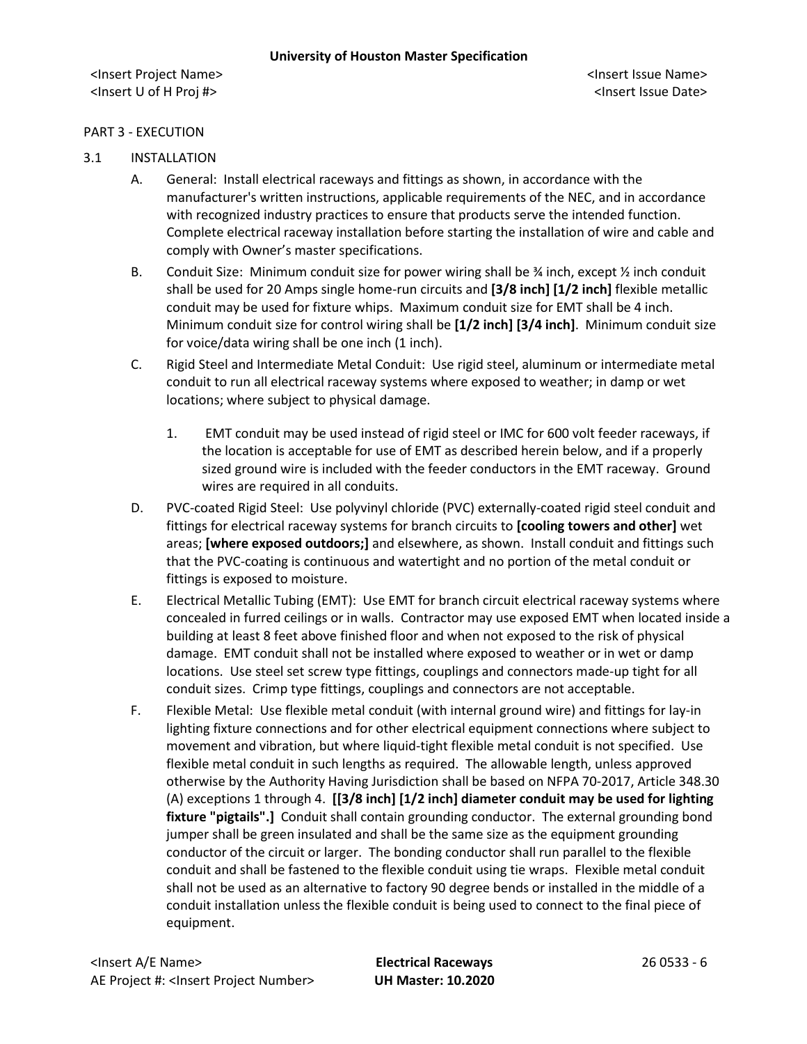PART 3 - EXECUTION

3.1 INSTALLATION

A. General: Install electrical raceways and fittings as shown, in accordance with the manufacturer's written instructions, applicable requirements of the NEC, and in accordance with recognized industry practices to ensure that products serve the intended function. Complete electrical raceway installation before starting the installation of wire and cable and comply with Owner's master specifications.

B. Conduit Size: Minimum conduit size for power wiring shall be ¾ inch, except ½ inch conduit shall be used for 20 Amps single home-run circuits and **[3/8 inch] [1/2 inch]** flexible metallic conduit may be used for fixture whips. Maximum conduit size for EMT shall be 4 inch. Minimum conduit size for control wiring shall be **[1/2 inch] [3/4 inch]**. Minimum conduit size for voice/data wiring shall be one inch (1 inch).

C. Rigid Steel and Intermediate Metal Conduit: Use rigid steel, aluminum or intermediate metal conduit to run all electrical raceway systems where exposed to weather; in damp or wet locations; where subject to physical damage.

   1. EMT conduit may be used instead of rigid steel or IMC for 600 volt feeder raceways, if the location is acceptable for use of EMT as described herein below, and if a properly sized ground wire is included with the feeder conductors in the EMT raceway. Ground wires are required in all conduits.

D. PVC-coated Rigid Steel: Use polyvinyl chloride (PVC) externally-coated rigid steel conduit and fittings for electrical raceway systems for branch circuits to **[cooling towers and other]** wet areas; **[where exposed outdoors;]** and elsewhere, as shown. Install conduit and fittings such that the PVC-coating is continuous and watertight and no portion of the metal conduit or fittings is exposed to moisture.

E. Electrical Metallic Tubing (EMT): Use EMT for branch circuit electrical raceway systems where concealed in furred ceilings or in walls. Contractor may use exposed EMT when located inside a building at least 8 feet above finished floor and when not exposed to the risk of physical damage. EMT conduit shall not be installed where exposed to weather or in wet or damp locations. Use steel set screw type fittings, couplings and connectors made-up tight for all conduit sizes. Crimp type fittings, couplings and connectors are not acceptable.

F. Flexible Metal: Use flexible metal conduit (with internal ground wire) and fittings for lay-in lighting fixture connections and for other electrical equipment connections where subject to movement and vibration, but where liquid-tight flexible metal conduit is not specified. Use flexible metal conduit in such lengths as required. The allowable length, unless approved otherwise by the Authority Having Jurisdiction shall be based on NFPA 70-2017, Article 348.30 (A) exceptions 1 through 4. **[[3/8 inch] [1/2 inch] diameter conduit may be used for lighting fixture "pigtails".]** Conduit shall contain grounding conductor. The external grounding bond jumper shall be green insulated and shall be the same size as the equipment grounding conductor of the circuit or larger. The bonding conductor shall run parallel to the flexible conduit and shall be fastened to the flexible conduit using tie wraps. Flexible metal conduit shall not be used as an alternative to factory 90 degree bends or installed in the middle of a conduit installation unless the flexible conduit is being used to connect to the final piece of equipment.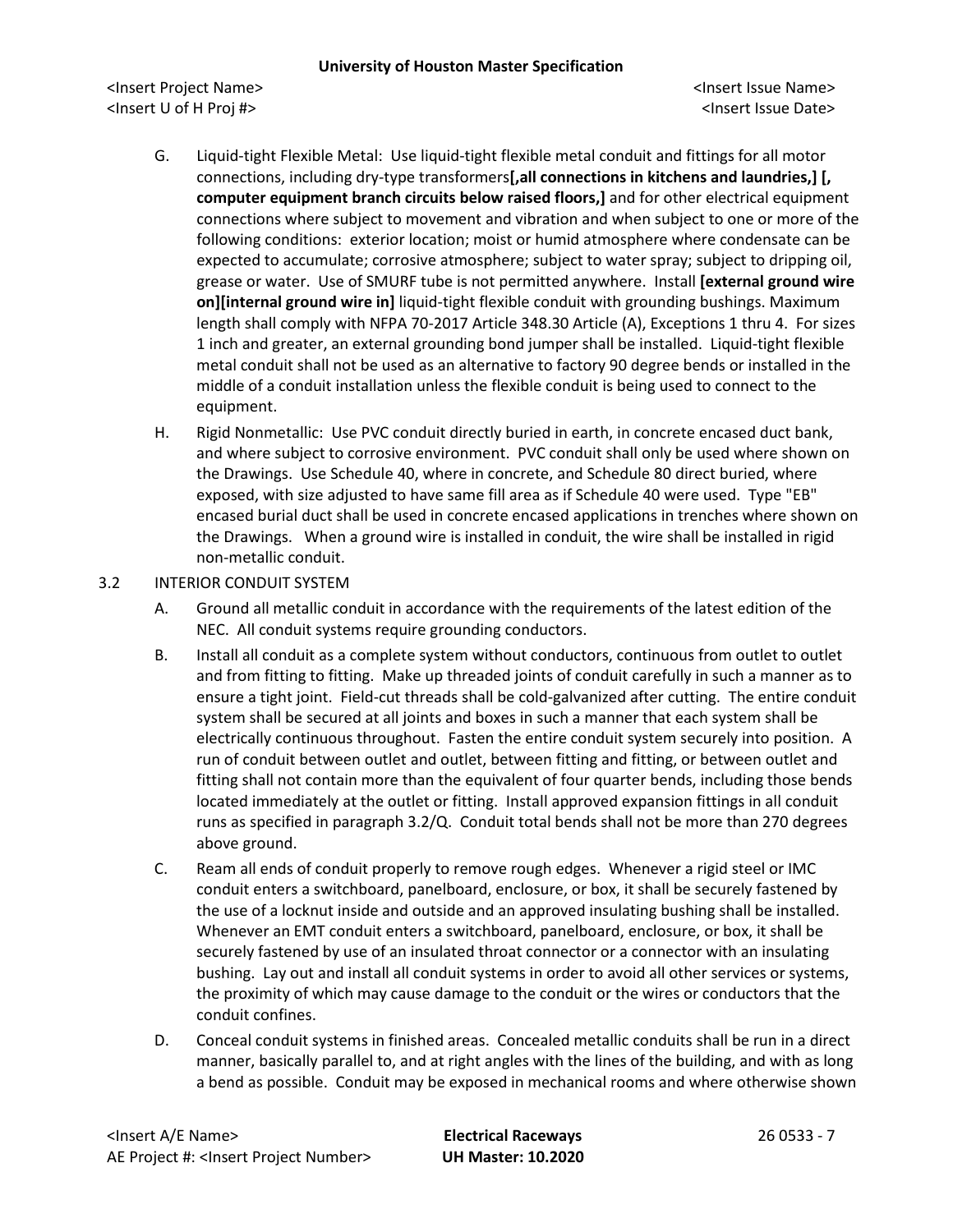G. Liquid-tight Flexible Metal: Use liquid-tight flexible metal conduit and fittings for all motor connections, including dry-type transformers**[,all connections in kitchens and laundries,] [, computer equipment branch circuits below raised floors,]** and for other electrical equipment connections where subject to movement and vibration and when subject to one or more of the following conditions: exterior location; moist or humid atmosphere where condensate can be expected to accumulate; corrosive atmosphere; subject to water spray; subject to dripping oil, grease or water. Use of SMURF tube is not permitted anywhere. Install **[external ground wire on][internal ground wire in]** liquid-tight flexible conduit with grounding bushings. Maximum length shall comply with NFPA 70-2017 Article 348.30 Article (A), Exceptions 1 thru 4. For sizes 1 inch and greater, an external grounding bond jumper shall be installed. Liquid-tight flexible metal conduit shall not be used as an alternative to factory 90 degree bends or installed in the middle of a conduit installation unless the flexible conduit is being used to connect to the equipment.

H. Rigid Nonmetallic: Use PVC conduit directly buried in earth, in concrete encased duct bank, and where subject to corrosive environment. PVC conduit shall only be used where shown on the Drawings. Use Schedule 40, where in concrete, and Schedule 80 direct buried, where exposed, with size adjusted to have same fill area as if Schedule 40 were used. Type "EB" encased burial duct shall be used in concrete encased applications in trenches where shown on the Drawings. When a ground wire is installed in conduit, the wire shall be installed in rigid non-metallic conduit.

## 3.2 INTERIOR CONDUIT SYSTEM

A. Ground all metallic conduit in accordance with the requirements of the latest edition of the NEC. All conduit systems require grounding conductors.

B. Install all conduit as a complete system without conductors, continuous from outlet to outlet and from fitting to fitting. Make up threaded joints of conduit carefully in such a manner as to ensure a tight joint. Field-cut threads shall be cold-galvanized after cutting. The entire conduit system shall be secured at all joints and boxes in such a manner that each system shall be electrically continuous throughout. Fasten the entire conduit system securely into position. A run of conduit between outlet and outlet, between fitting and fitting, or between outlet and fitting shall not contain more than the equivalent of four quarter bends, including those bends located immediately at the outlet or fitting. Install approved expansion fittings in all conduit runs as specified in paragraph 3.2/Q. Conduit total bends shall not be more than 270 degrees above ground.

C. Ream all ends of conduit properly to remove rough edges. Whenever a rigid steel or IMC conduit enters a switchboard, panelboard, enclosure, or box, it shall be securely fastened by the use of a locknut inside and outside and an approved insulating bushing shall be installed. Whenever an EMT conduit enters a switchboard, panelboard, enclosure, or box, it shall be securely fastened by use of an insulated throat connector or a connector with an insulating bushing. Lay out and install all conduit systems in order to avoid all other services or systems, the proximity of which may cause damage to the conduit or the wires or conductors that the conduit confines.

D. Conceal conduit systems in finished areas. Concealed metallic conduits shall be run in a direct manner, basically parallel to, and at right angles with the lines of the building, and with as long a bend as possible. Conduit may be exposed in mechanical rooms and where otherwise shown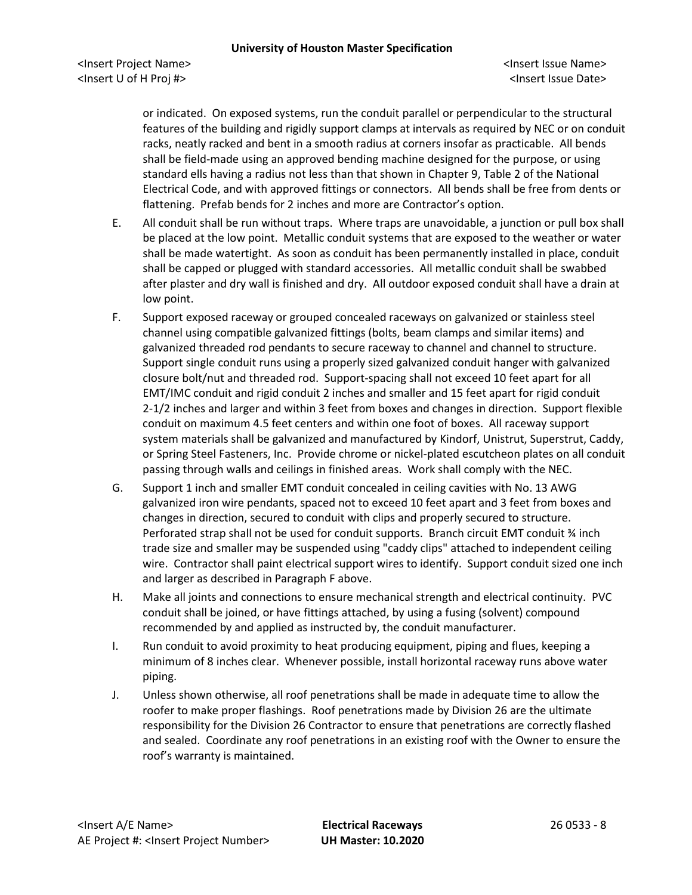or indicated. On exposed systems, run the conduit parallel or perpendicular to the structural features of the building and rigidly support clamps at intervals as required by NEC or on conduit racks, neatly racked and bent in a smooth radius at corners insofar as practicable. All bends shall be field-made using an approved bending machine designed for the purpose, or using standard ells having a radius not less than that shown in Chapter 9, Table 2 of the National Electrical Code, and with approved fittings or connectors. All bends shall be free from dents or flattening. Prefab bends for 2 inches and more are Contractor's option.

E. All conduit shall be run without traps. Where traps are unavoidable, a junction or pull box shall be placed at the low point. Metallic conduit systems that are exposed to the weather or water shall be made watertight. As soon as conduit has been permanently installed in place, conduit shall be capped or plugged with standard accessories. All metallic conduit shall be swabbed after plaster and dry wall is finished and dry. All outdoor exposed conduit shall have a drain at low point.

F. Support exposed raceway or grouped concealed raceways on galvanized or stainless steel channel using compatible galvanized fittings (bolts, beam clamps and similar items) and galvanized threaded rod pendants to secure raceway to channel and channel to structure. Support single conduit runs using a properly sized galvanized conduit hanger with galvanized closure bolt/nut and threaded rod. Support-spacing shall not exceed 10 feet apart for all EMT/IMC conduit and rigid conduit 2 inches and smaller and 15 feet apart for rigid conduit 2-1/2 inches and larger and within 3 feet from boxes and changes in direction. Support flexible conduit on maximum 4.5 feet centers and within one foot of boxes. All raceway support system materials shall be galvanized and manufactured by Kindorf, Unistrut, Superstrut, Caddy, or Spring Steel Fasteners, Inc. Provide chrome or nickel-plated escutcheon plates on all conduit passing through walls and ceilings in finished areas. Work shall comply with the NEC.

G. Support 1 inch and smaller EMT conduit concealed in ceiling cavities with No. 13 AWG galvanized iron wire pendants, spaced not to exceed 10 feet apart and 3 feet from boxes and changes in direction, secured to conduit with clips and properly secured to structure. Perforated strap shall not be used for conduit supports. Branch circuit EMT conduit ¾ inch trade size and smaller may be suspended using "caddy clips" attached to independent ceiling wire. Contractor shall paint electrical support wires to identify. Support conduit sized one inch and larger as described in Paragraph F above.

H. Make all joints and connections to ensure mechanical strength and electrical continuity. PVC conduit shall be joined, or have fittings attached, by using a fusing (solvent) compound recommended by and applied as instructed by, the conduit manufacturer.

I. Run conduit to avoid proximity to heat producing equipment, piping and flues, keeping a minimum of 8 inches clear. Whenever possible, install horizontal raceway runs above water piping.

J. Unless shown otherwise, all roof penetrations shall be made in adequate time to allow the roofer to make proper flashings. Roof penetrations made by Division 26 are the ultimate responsibility for the Division 26 Contractor to ensure that penetrations are correctly flashed and sealed. Coordinate any roof penetrations in an existing roof with the Owner to ensure the roof's warranty is maintained.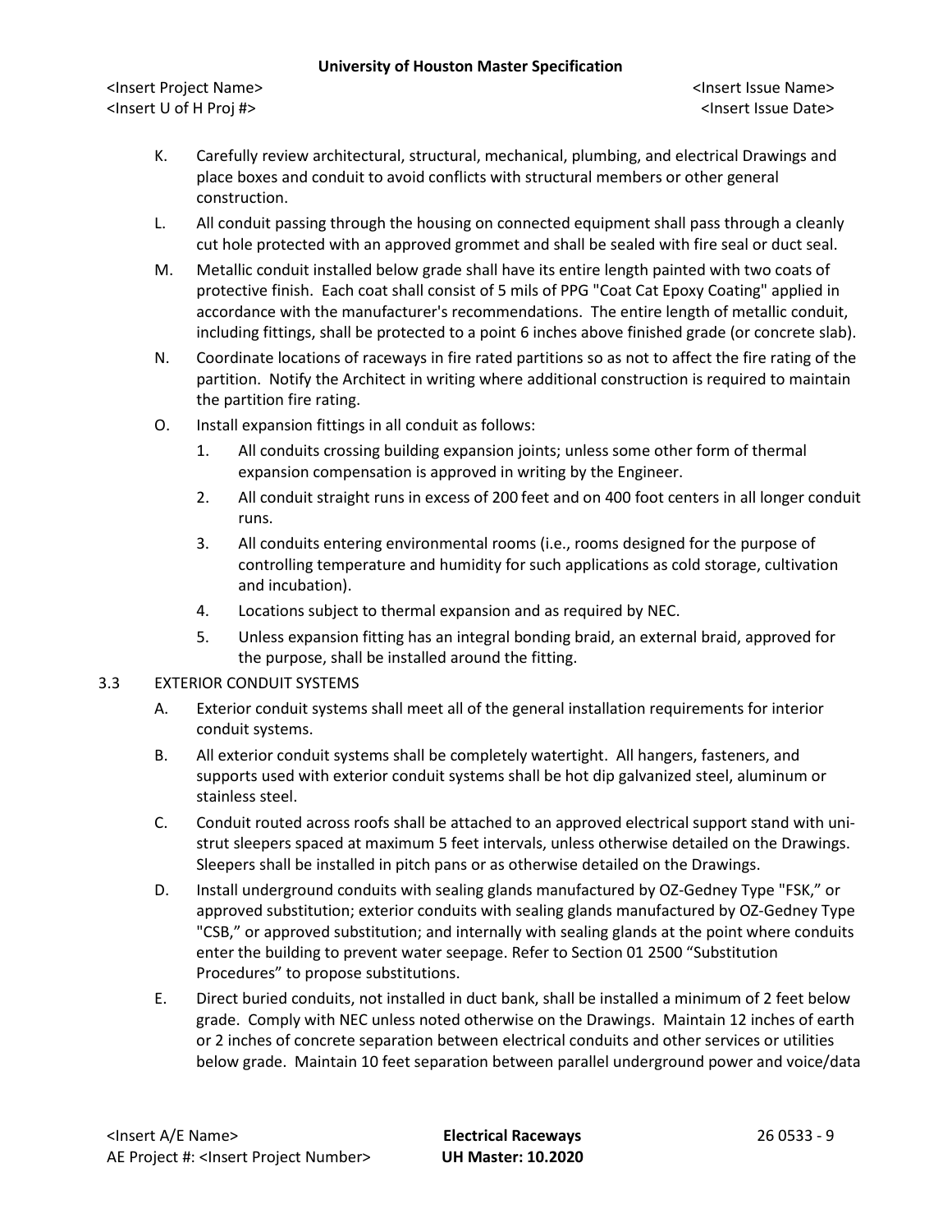K. Carefully review architectural, structural, mechanical, plumbing, and electrical Drawings and place boxes and conduit to avoid conflicts with structural members or other general construction.

L. All conduit passing through the housing on connected equipment shall pass through a cleanly cut hole protected with an approved grommet and shall be sealed with fire seal or duct seal.

M. Metallic conduit installed below grade shall have its entire length painted with two coats of protective finish. Each coat shall consist of 5 mils of PPG "Coat Cat Epoxy Coating" applied in accordance with the manufacturer's recommendations. The entire length of metallic conduit, including fittings, shall be protected to a point 6 inches above finished grade (or concrete slab).

N. Coordinate locations of raceways in fire rated partitions so as not to affect the fire rating of the partition. Notify the Architect in writing where additional construction is required to maintain the partition fire rating.

O. Install expansion fittings in all conduit as follows:

1. All conduits crossing building expansion joints; unless some other form of thermal expansion compensation is approved in writing by the Engineer.
2. All conduit straight runs in excess of 200 feet and on 400 foot centers in all longer conduit runs.
3. All conduits entering environmental rooms (i.e., rooms designed for the purpose of controlling temperature and humidity for such applications as cold storage, cultivation and incubation).
4. Locations subject to thermal expansion and as required by NEC.
5. Unless expansion fitting has an integral bonding braid, an external braid, approved for the purpose, shall be installed around the fitting.

## 3.3 EXTERIOR CONDUIT SYSTEMS

A. Exterior conduit systems shall meet all of the general installation requirements for interior conduit systems.

B. All exterior conduit systems shall be completely watertight. All hangers, fasteners, and supports used with exterior conduit systems shall be hot dip galvanized steel, aluminum or stainless steel.

C. Conduit routed across roofs shall be attached to an approved electrical support stand with uni-strut sleepers spaced at maximum 5 feet intervals, unless otherwise detailed on the Drawings. Sleepers shall be installed in pitch pans or as otherwise detailed on the Drawings.

D. Install underground conduits with sealing glands manufactured by OZ-Gedney Type "FSK," or approved substitution; exterior conduits with sealing glands manufactured by OZ-Gedney Type "CSB," or approved substitution; and internally with sealing glands at the point where conduits enter the building to prevent water seepage. Refer to Section 01 2500 "Substitution Procedures" to propose substitutions.

E. Direct buried conduits, not installed in duct bank, shall be installed a minimum of 2 feet below grade. Comply with NEC unless noted otherwise on the Drawings. Maintain 12 inches of earth or 2 inches of concrete separation between electrical conduits and other services or utilities below grade. Maintain 10 feet separation between parallel underground power and voice/data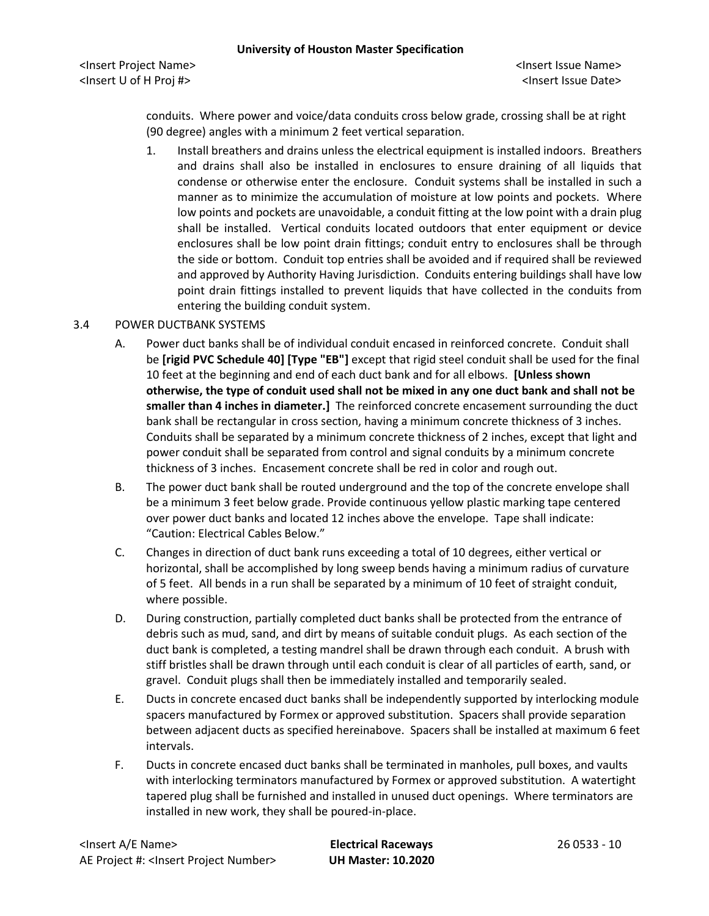conduits. Where power and voice/data conduits cross below grade, crossing shall be at right (90 degree) angles with a minimum 2 feet vertical separation.

1. Install breathers and drains unless the electrical equipment is installed indoors. Breathers and drains shall also be installed in enclosures to ensure draining of all liquids that condense or otherwise enter the enclosure. Conduit systems shall be installed in such a manner as to minimize the accumulation of moisture at low points and pockets. Where low points and pockets are unavoidable, a conduit fitting at the low point with a drain plug shall be installed. Vertical conduits located outdoors that enter equipment or device enclosures shall be low point drain fittings; conduit entry to enclosures shall be through the side or bottom. Conduit top entries shall be avoided and if required shall be reviewed and approved by Authority Having Jurisdiction. Conduits entering buildings shall have low point drain fittings installed to prevent liquids that have collected in the conduits from entering the building conduit system.

## 3.4 POWER DUCTBANK SYSTEMS

A. Power duct banks shall be of individual conduit encased in reinforced concrete. Conduit shall be **[rigid PVC Schedule 40] [Type "EB"]** except that rigid steel conduit shall be used for the final 10 feet at the beginning and end of each duct bank and for all elbows. **[Unless shown otherwise, the type of conduit used shall not be mixed in any one duct bank and shall not be smaller than 4 inches in diameter.]** The reinforced concrete encasement surrounding the duct bank shall be rectangular in cross section, having a minimum concrete thickness of 3 inches. Conduits shall be separated by a minimum concrete thickness of 2 inches, except that light and power conduit shall be separated from control and signal conduits by a minimum concrete thickness of 3 inches. Encasement concrete shall be red in color and rough out.

B. The power duct bank shall be routed underground and the top of the concrete envelope shall be a minimum 3 feet below grade. Provide continuous yellow plastic marking tape centered over power duct banks and located 12 inches above the envelope. Tape shall indicate: "Caution: Electrical Cables Below."

C. Changes in direction of duct bank runs exceeding a total of 10 degrees, either vertical or horizontal, shall be accomplished by long sweep bends having a minimum radius of curvature of 5 feet. All bends in a run shall be separated by a minimum of 10 feet of straight conduit, where possible.

D. During construction, partially completed duct banks shall be protected from the entrance of debris such as mud, sand, and dirt by means of suitable conduit plugs. As each section of the duct bank is completed, a testing mandrel shall be drawn through each conduit. A brush with stiff bristles shall be drawn through until each conduit is clear of all particles of earth, sand, or gravel. Conduit plugs shall then be immediately installed and temporarily sealed.

E. Ducts in concrete encased duct banks shall be independently supported by interlocking module spacers manufactured by Formex or approved substitution. Spacers shall provide separation between adjacent ducts as specified hereinabove. Spacers shall be installed at maximum 6 feet intervals.

F. Ducts in concrete encased duct banks shall be terminated in manholes, pull boxes, and vaults with interlocking terminators manufactured by Formex or approved substitution. A watertight tapered plug shall be furnished and installed in unused duct openings. Where terminators are installed in new work, they shall be poured-in-place.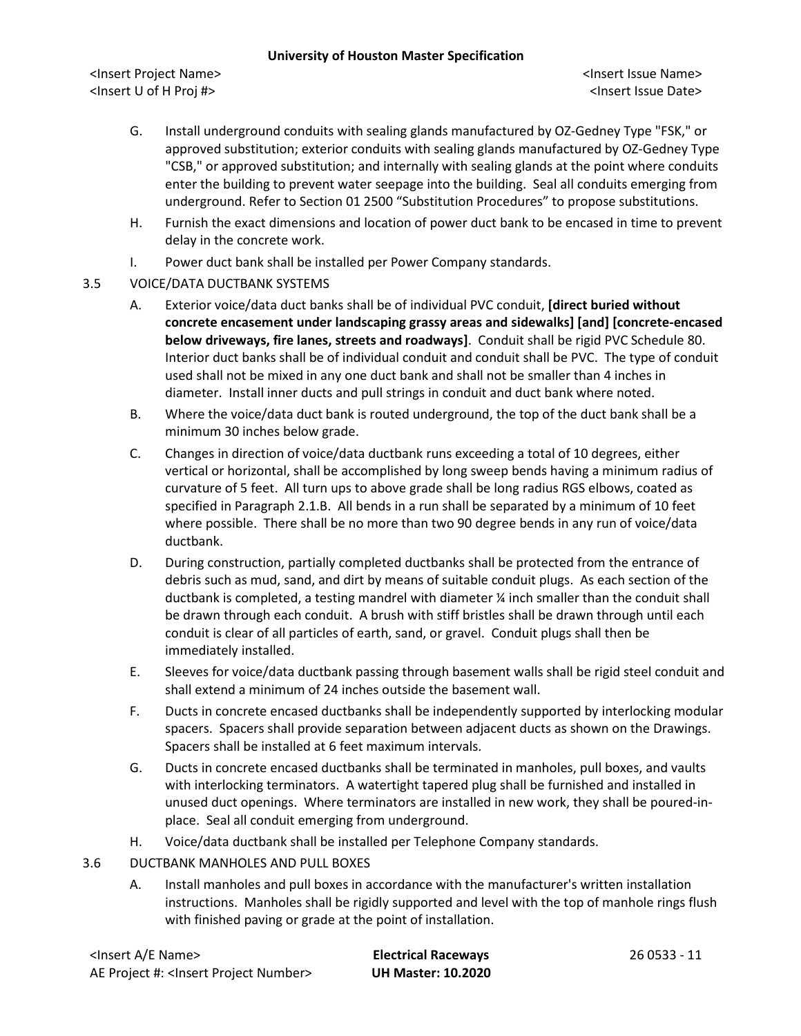G. Install underground conduits with sealing glands manufactured by OZ-Gedney Type "FSK," or approved substitution; exterior conduits with sealing glands manufactured by OZ-Gedney Type "CSB," or approved substitution; and internally with sealing glands at the point where conduits enter the building to prevent water seepage into the building. Seal all conduits emerging from underground. Refer to Section 01 2500 "Substitution Procedures" to propose substitutions.

H. Furnish the exact dimensions and location of power duct bank to be encased in time to prevent delay in the concrete work.

I. Power duct bank shall be installed per Power Company standards.

3.5 VOICE/DATA DUCTBANK SYSTEMS

A. Exterior voice/data duct banks shall be of individual PVC conduit, **[direct buried without concrete encasement under landscaping grassy areas and sidewalks] [and] [concrete-encased below driveways, fire lanes, streets and roadways]**. Conduit shall be rigid PVC Schedule 80. Interior duct banks shall be of individual conduit and conduit shall be PVC. The type of conduit used shall not be mixed in any one duct bank and shall not be smaller than 4 inches in diameter. Install inner ducts and pull strings in conduit and duct bank where noted.

B. Where the voice/data duct bank is routed underground, the top of the duct bank shall be a minimum 30 inches below grade.

C. Changes in direction of voice/data ductbank runs exceeding a total of 10 degrees, either vertical or horizontal, shall be accomplished by long sweep bends having a minimum radius of curvature of 5 feet. All turn ups to above grade shall be long radius RGS elbows, coated as specified in Paragraph 2.1.B. All bends in a run shall be separated by a minimum of 10 feet where possible. There shall be no more than two 90 degree bends in any run of voice/data ductbank.

D. During construction, partially completed ductbanks shall be protected from the entrance of debris such as mud, sand, and dirt by means of suitable conduit plugs. As each section of the ductbank is completed, a testing mandrel with diameter ¼ inch smaller than the conduit shall be drawn through each conduit. A brush with stiff bristles shall be drawn through until each conduit is clear of all particles of earth, sand, or gravel. Conduit plugs shall then be immediately installed.

E. Sleeves for voice/data ductbank passing through basement walls shall be rigid steel conduit and shall extend a minimum of 24 inches outside the basement wall.

F. Ducts in concrete encased ductbanks shall be independently supported by interlocking modular spacers. Spacers shall provide separation between adjacent ducts as shown on the Drawings. Spacers shall be installed at 6 feet maximum intervals.

G. Ducts in concrete encased ductbanks shall be terminated in manholes, pull boxes, and vaults with interlocking terminators. A watertight tapered plug shall be furnished and installed in unused duct openings. Where terminators are installed in new work, they shall be poured-in-place. Seal all conduit emerging from underground.

H. Voice/data ductbank shall be installed per Telephone Company standards.

3.6 DUCTBANK MANHOLES AND PULL BOXES

A. Install manholes and pull boxes in accordance with the manufacturer's written installation instructions. Manholes shall be rigidly supported and level with the top of manhole rings flush with finished paving or grade at the point of installation.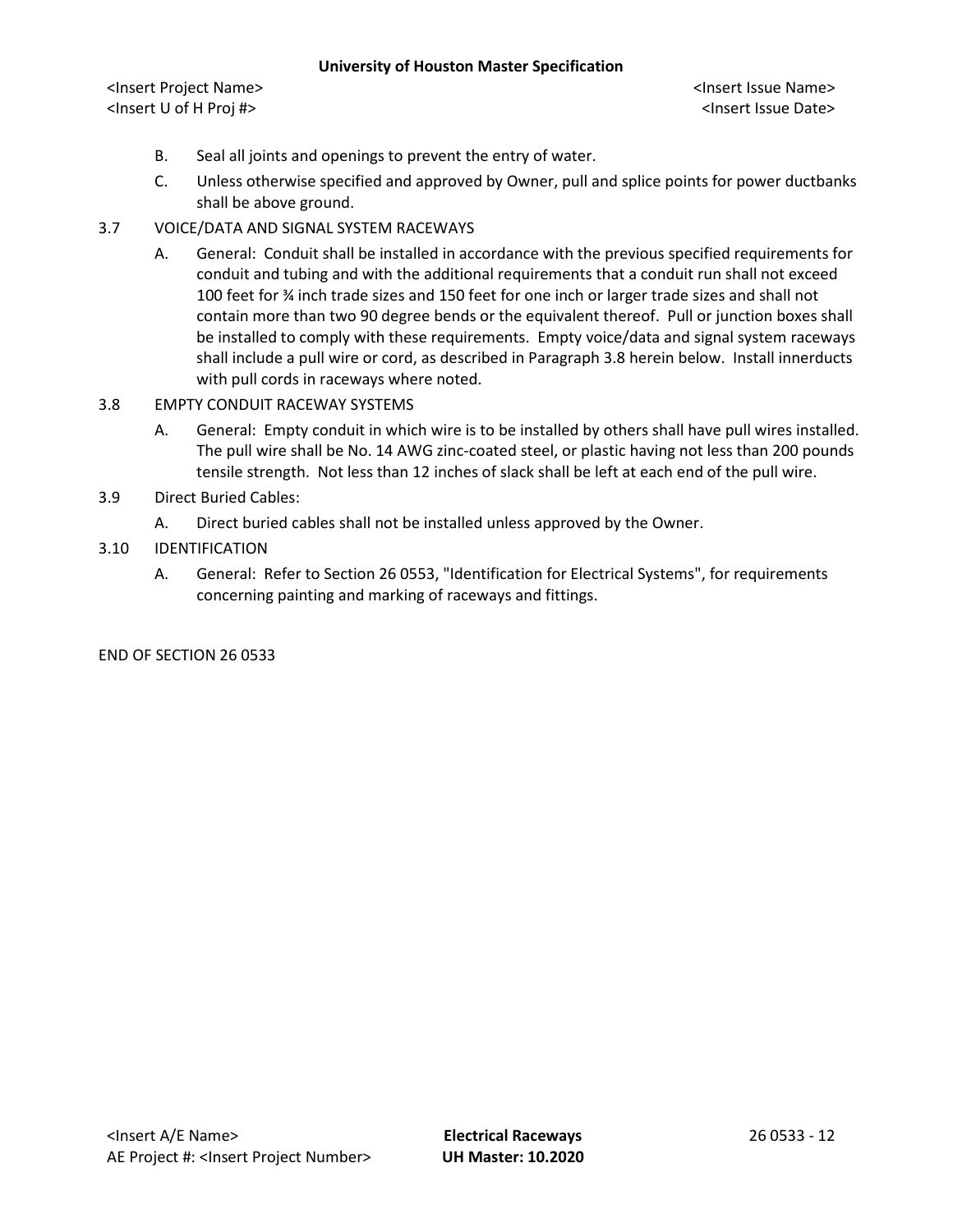B. Seal all joints and openings to prevent the entry of water.

C. Unless otherwise specified and approved by Owner, pull and splice points for power ductbanks shall be above ground.

3.7 VOICE/DATA AND SIGNAL SYSTEM RACEWAYS

A. General: Conduit shall be installed in accordance with the previous specified requirements for conduit and tubing and with the additional requirements that a conduit run shall not exceed 100 feet for ¾ inch trade sizes and 150 feet for one inch or larger trade sizes and shall not contain more than two 90 degree bends or the equivalent thereof. Pull or junction boxes shall be installed to comply with these requirements. Empty voice/data and signal system raceways shall include a pull wire or cord, as described in Paragraph 3.8 herein below. Install innerducts with pull cords in raceways where noted.

3.8 EMPTY CONDUIT RACEWAY SYSTEMS

A. General: Empty conduit in which wire is to be installed by others shall have pull wires installed. The pull wire shall be No. 14 AWG zinc-coated steel, or plastic having not less than 200 pounds tensile strength. Not less than 12 inches of slack shall be left at each end of the pull wire.

3.9 Direct Buried Cables:

A. Direct buried cables shall not be installed unless approved by the Owner.

3.10 IDENTIFICATION

A. General: Refer to Section 26 0553, "Identification for Electrical Systems", for requirements concerning painting and marking of raceways and fittings.

END OF SECTION 26 0533